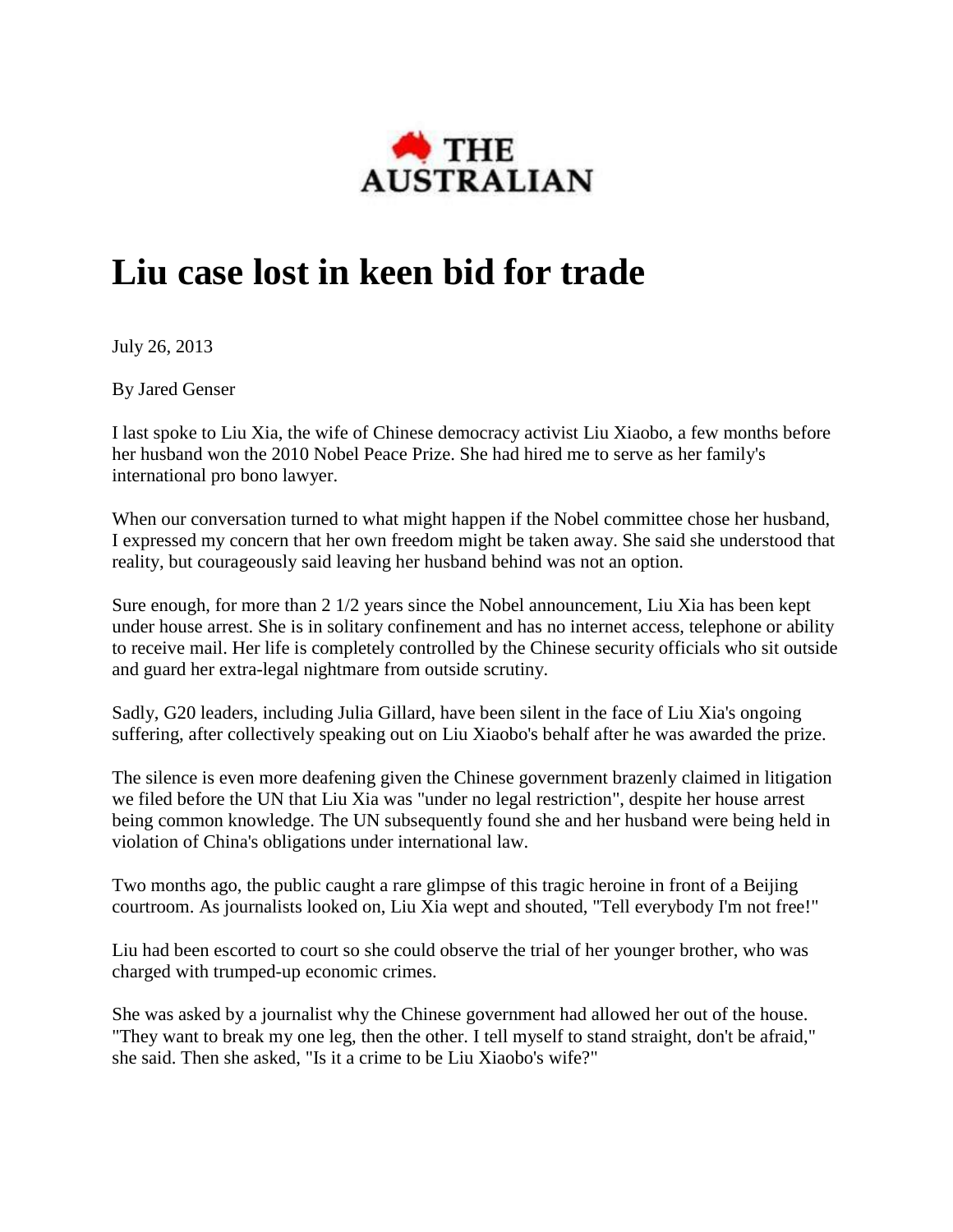THE AUSTRALIAN

# Liu case lost in keen bid for trade

July 26, 2013

By Jared Genser

I last spoke to Liu Xia, the wife of Chinese democracy activist Liu Xiaobo, a few months before her husband won the 2010 Nobel Peace Prize. She had hired me to serve as her family's international pro bono lawyer.

When our conversation turned to what might happen if the Nobel committee chose her husband, I expressed my concern that her own freedom might be taken away. She said she understood that reality, but courageously said leaving her husband behind was not an option.

Sure enough, for more than 2 1/2 years since the Nobel announcement, Liu Xia has been kept under house arrest. She is in solitary confinement and has no internet access, telephone or ability to receive mail. Her life is completely controlled by the Chinese security officials who sit outside and guard her extra-legal nightmare from outside scrutiny.

Sadly, G20 leaders, including Julia Gillard, have been silent in the face of Liu Xia's ongoing suffering, after collectively speaking out on Liu Xiaobo's behalf after he was awarded the prize.

The silence is even more deafening given the Chinese government brazenly claimed in litigation we filed before the UN that Liu Xia was "under no legal restriction", despite her house arrest being common knowledge. The UN subsequently found she and her husband were being held in violation of China's obligations under international law.

Two months ago, the public caught a rare glimpse of this tragic heroine in front of a Beijing courtroom. As journalists looked on, Liu Xia wept and shouted, "Tell everybody I'm not free!"

Liu had been escorted to court so she could observe the trial of her younger brother, who was charged with trumped-up economic crimes.

She was asked by a journalist why the Chinese government had allowed her out of the house. "They want to break my one leg, then the other. I tell myself to stand straight, don't be afraid," she said. Then she asked, "Is it a crime to be Liu Xiaobo's wife?"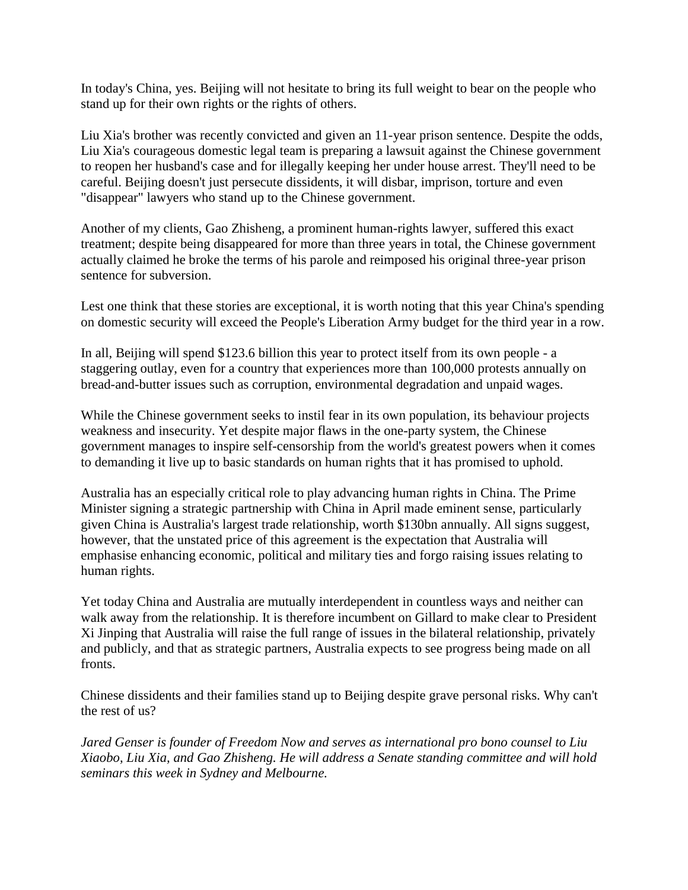In today's China, yes. Beijing will not hesitate to bring its full weight to bear on the people who stand up for their own rights or the rights of others.

Liu Xia's brother was recently convicted and given an 11-year prison sentence. Despite the odds, Liu Xia's courageous domestic legal team is preparing a lawsuit against the Chinese government to reopen her husband's case and for illegally keeping her under house arrest. They'll need to be careful. Beijing doesn't just persecute dissidents, it will disbar, imprison, torture and even "disappear" lawyers who stand up to the Chinese government.

Another of my clients, Gao Zhisheng, a prominent human-rights lawyer, suffered this exact treatment; despite being disappeared for more than three years in total, the Chinese government actually claimed he broke the terms of his parole and reimposed his original three-year prison sentence for subversion.

Lest one think that these stories are exceptional, it is worth noting that this year China's spending on domestic security will exceed the People's Liberation Army budget for the third year in a row.

In all, Beijing will spend $123.6 billion this year to protect itself from its own people - a staggering outlay, even for a country that experiences more than 100,000 protests annually on bread-and-butter issues such as corruption, environmental degradation and unpaid wages.

While the Chinese government seeks to instil fear in its own population, its behaviour projects weakness and insecurity. Yet despite major flaws in the one-party system, the Chinese government manages to inspire self-censorship from the world's greatest powers when it comes to demanding it live up to basic standards on human rights that it has promised to uphold.

Australia has an especially critical role to play advancing human rights in China. The Prime Minister signing a strategic partnership with China in April made eminent sense, particularly given China is Australia's largest trade relationship, worth $130bn annually. All signs suggest, however, that the unstated price of this agreement is the expectation that Australia will emphasise enhancing economic, political and military ties and forgo raising issues relating to human rights.

Yet today China and Australia are mutually interdependent in countless ways and neither can walk away from the relationship. It is therefore incumbent on Gillard to make clear to President Xi Jinping that Australia will raise the full range of issues in the bilateral relationship, privately and publicly, and that as strategic partners, Australia expects to see progress being made on all fronts.

Chinese dissidents and their families stand up to Beijing despite grave personal risks. Why can't the rest of us?

*Jared Genser is founder of Freedom Now and serves as international pro bono counsel to Liu Xiaobo, Liu Xia, and Gao Zhisheng. He will address a Senate standing committee and will hold seminars this week in Sydney and Melbourne.*